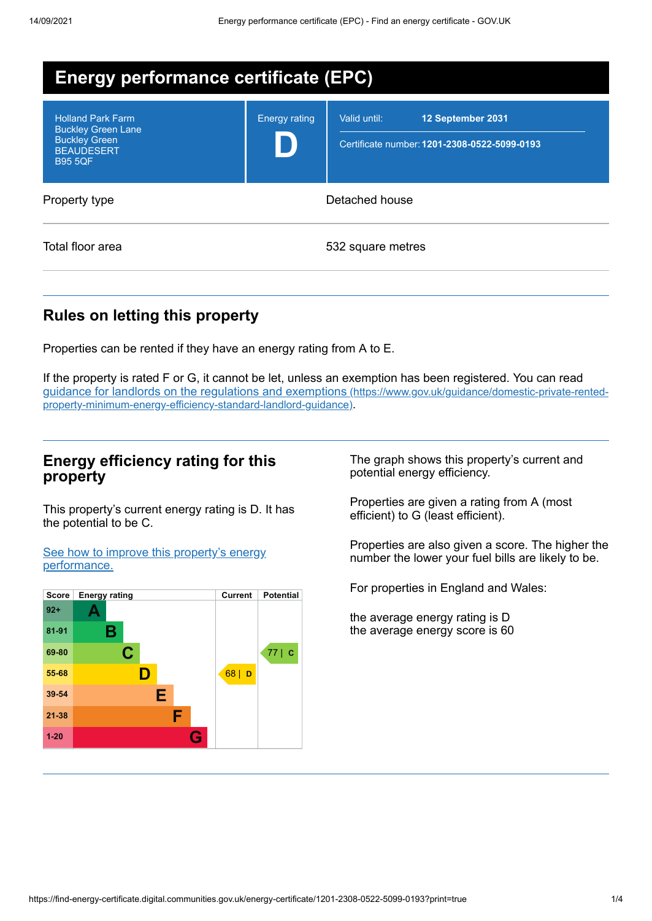# Energy performance certificate (EPC)

| | | |
|---|---|---|
| Holland Park Farm<br>Buckley Green Lane<br>Buckley Green<br>BEAUDESERT<br>B95 5QF | Energy rating<br>**D** | Valid until: **12 September 2031**<br>Certificate number: **1201-2308-0522-5099-0193** |

| | |
|---|---|
| Property type | Detached house |
| Total floor area | 532 square metres |

## Rules on letting this property

Properties can be rented if they have an energy rating from A to E.

If the property is rated F or G, it cannot be let, unless an exemption has been registered. You can read [guidance for landlords on the regulations and exemptions (https://www.gov.uk/guidance/domestic-private-rented-property-minimum-energy-efficiency-standard-landlord-guidance)](https://www.gov.uk/guidance/domestic-private-rented-property-minimum-energy-efficiency-standard-landlord-guidance).

## Energy efficiency rating for this property

This property's current energy rating is D. It has the potential to be C.

[See how to improve this property's energy performance.]()

| Score | Energy rating | Current | Potential |
|---|---|---|---|
| 92+ | A | | |
| 81-91 | B | | |
| 69-80 | C | | 77 \| C |
| 55-68 | D | 68 \| D | |
| 39-54 | E | | |
| 21-38 | F | | |
| 1-20 | G | | |

The graph shows this property's current and potential energy efficiency.

Properties are given a rating from A (most efficient) to G (least efficient).

Properties are also given a score. The higher the number the lower your fuel bills are likely to be.

For properties in England and Wales:

the average energy rating is D
the average energy score is 60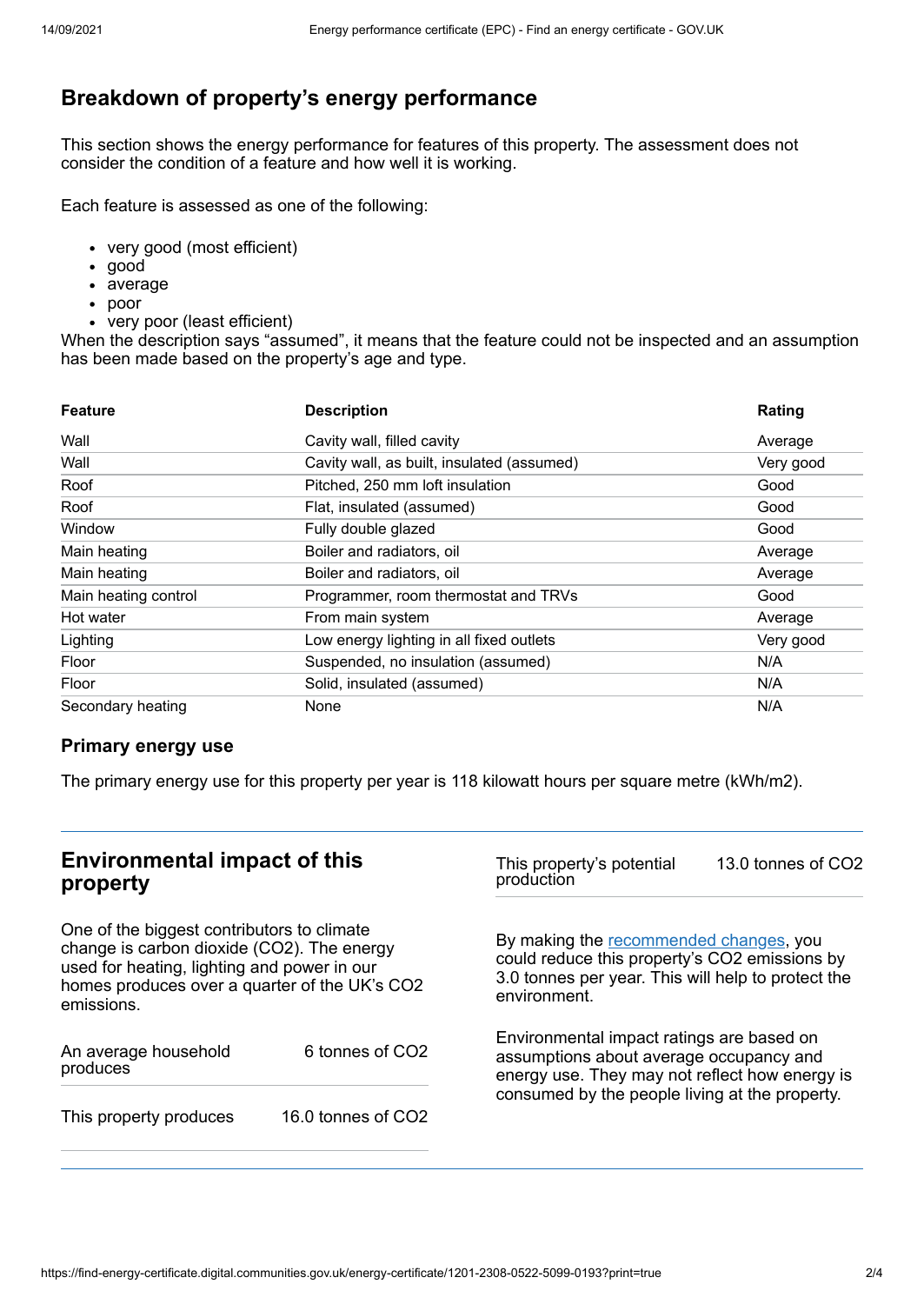## Breakdown of property's energy performance

This section shows the energy performance for features of this property. The assessment does not consider the condition of a feature and how well it is working.

Each feature is assessed as one of the following:

- very good (most efficient)
- good
- average
- poor
- very poor (least efficient)

When the description says "assumed", it means that the feature could not be inspected and an assumption has been made based on the property's age and type.

| Feature | Description | Rating |
|---|---|---|
| Wall | Cavity wall, filled cavity | Average |
| Wall | Cavity wall, as built, insulated (assumed) | Very good |
| Roof | Pitched, 250 mm loft insulation | Good |
| Roof | Flat, insulated (assumed) | Good |
| Window | Fully double glazed | Good |
| Main heating | Boiler and radiators, oil | Average |
| Main heating | Boiler and radiators, oil | Average |
| Main heating control | Programmer, room thermostat and TRVs | Good |
| Hot water | From main system | Average |
| Lighting | Low energy lighting in all fixed outlets | Very good |
| Floor | Suspended, no insulation (assumed) | N/A |
| Floor | Solid, insulated (assumed) | N/A |
| Secondary heating | None | N/A |

### Primary energy use

The primary energy use for this property per year is 118 kilowatt hours per square metre (kWh/m2).

## Environmental impact of this property

One of the biggest contributors to climate change is carbon dioxide ($CO_2$). The energy used for heating, lighting and power in our homes produces over a quarter of the UK's $CO_2$ emissions.

| | |
|---|---|
| An average household produces | 6 tonnes of $CO_2$ |
| This property produces | 16.0 tonnes of $CO_2$ |
| This property's potential production | 13.0 tonnes of $CO_2$ |

By making the recommended changes, you could reduce this property's $CO_2$ emissions by 3.0 tonnes per year. This will help to protect the environment.

Environmental impact ratings are based on assumptions about average occupancy and energy use. They may not reflect how energy is consumed by the people living at the property.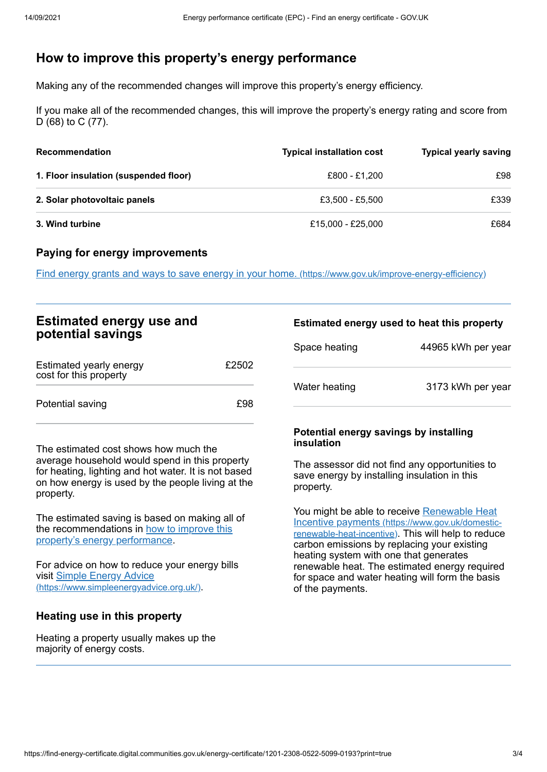## How to improve this property's energy performance

Making any of the recommended changes will improve this property's energy efficiency.

If you make all of the recommended changes, this will improve the property's energy rating and score from D (68) to C (77).

| Recommendation | Typical installation cost | Typical yearly saving |
|---|---|---|
| **1. Floor insulation (suspended floor)** | £800 - £1,200 | £98 |
| **2. Solar photovoltaic panels** | £3,500 - £5,500 | £339 |
| **3. Wind turbine** | £15,000 - £25,000 | £684 |

### Paying for energy improvements

[Find energy grants and ways to save energy in your home. (https://www.gov.uk/improve-energy-efficiency)](https://www.gov.uk/improve-energy-efficiency)

## Estimated energy use and potential savings

| | |
|---|---|
| Estimated yearly energy cost for this property | £2502 |
| Potential saving | £98 |

The estimated cost shows how much the average household would spend in this property for heating, lighting and hot water. It is not based on how energy is used by the people living at the property.

The estimated saving is based on making all of the recommendations in [how to improve this property's energy performance](#).

For advice on how to reduce your energy bills visit [Simple Energy Advice (https://www.simpleenergyadvice.org.uk/)](https://www.simpleenergyadvice.org.uk/).

### Heating use in this property

Heating a property usually makes up the majority of energy costs.

### Estimated energy used to heat this property

| | |
|---|---|
| Space heating | 44965 kWh per year |
| Water heating | 3173 kWh per year |

### Potential energy savings by installing insulation

The assessor did not find any opportunities to save energy by installing insulation in this property.

You might be able to receive [Renewable Heat Incentive payments (https://www.gov.uk/domestic-renewable-heat-incentive)](https://www.gov.uk/domestic-renewable-heat-incentive). This will help to reduce carbon emissions by replacing your existing heating system with one that generates renewable heat. The estimated energy required for space and water heating will form the basis of the payments.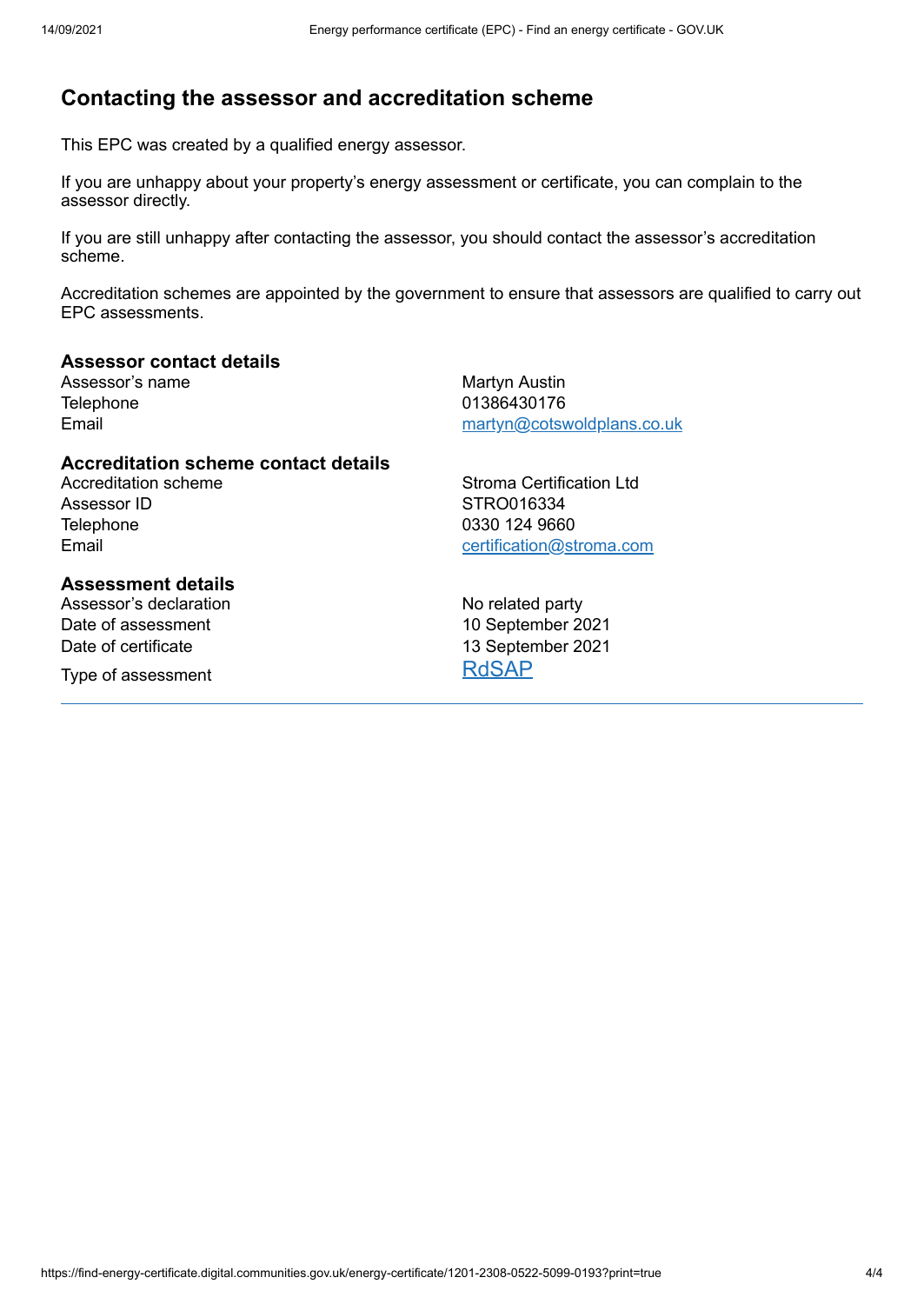## Contacting the assessor and accreditation scheme

This EPC was created by a qualified energy assessor.

If you are unhappy about your property's energy assessment or certificate, you can complain to the assessor directly.

If you are still unhappy after contacting the assessor, you should contact the assessor's accreditation scheme.

Accreditation schemes are appointed by the government to ensure that assessors are qualified to carry out EPC assessments.

### Assessor contact details

| | |
|---|---|
| Assessor's name | Martyn Austin |
| Telephone | 01386430176 |
| Email | martyn@cotswoldplans.co.uk |

### Accreditation scheme contact details

| | |
|---|---|
| Accreditation scheme | Stroma Certification Ltd |
| Assessor ID | STRO016334 |
| Telephone | 0330 124 9660 |
| Email | certification@stroma.com |

### Assessment details

| | |
|---|---|
| Assessor's declaration | No related party |
| Date of assessment | 10 September 2021 |
| Date of certificate | 13 September 2021 |
| Type of assessment | RdSAP |